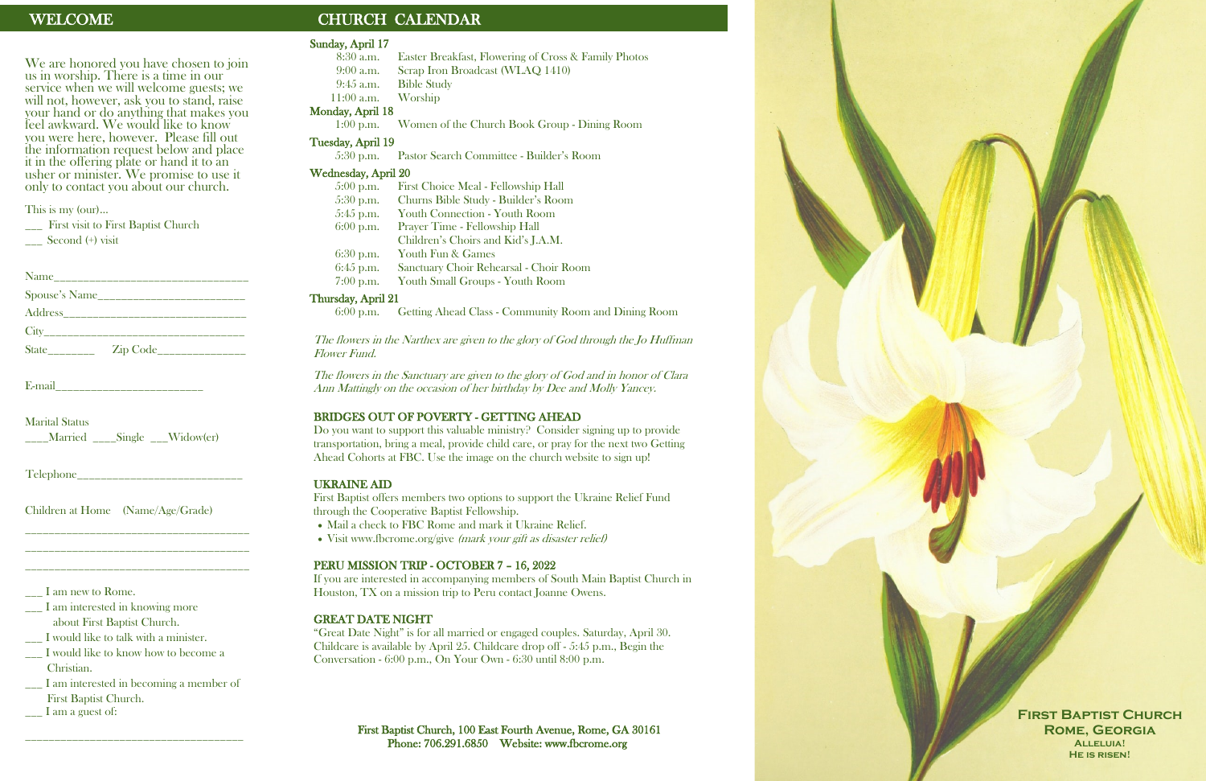## WELCOME

We are honored you have chosen to join us in worship. There is a time in our service when we will welcome guests; we will not, however, ask you to stand, raise your hand or do anything that makes you feel awkward. We would like to know you were here, however. Please fill out the information request below and place it in the offering plate or hand it to an usher or minister. We promise to use it only to contact you about our church.

This is my (our)...

___ First visit to First Baptist Church

___ Second (+) visit

Name________________________________

Spouse's Name________________________

Address______________________________

City_________________________________

State________ Zip Code______________

E-mail________________________

Marital Status

____Married ____Single ___Widow(er)

Telephone___________________________

Children at Home (Name/Age/Grade)

_____________________________________

_____________________________________

_____________________________________

___ I am new to Rome.

___ I am interested in knowing more about First Baptist Church.

___ I would like to talk with a minister.

___ I would like to know how to become a Christian.

___ I am interested in becoming a member of First Baptist Church.

___ I am a guest of:

_____________________________________

## CHURCH CALENDAR

**Sunday, April 17**

- 8:30 a.m. Easter Breakfast, Flowering of Cross & Family Photos
- 9:00 a.m. Scrap Iron Broadcast (WLAQ 1410)
- 9:45 a.m. Bible Study
- 11:00 a.m. Worship

**Monday, April 18**

- 1:00 p.m. Women of the Church Book Group - Dining Room

**Tuesday, April 19**

- 5:30 p.m. Pastor Search Committee - Builder's Room

**Wednesday, April 20**

- 5:00 p.m. First Choice Meal - Fellowship Hall
- 5:30 p.m. Churns Bible Study - Builder's Room
- 5:45 p.m. Youth Connection - Youth Room
- 6:00 p.m. Prayer Time - Fellowship Hall
  Children's Choirs and Kid's J.A.M.
- 6:30 p.m. Youth Fun & Games
- 6:45 p.m. Sanctuary Choir Rehearsal - Choir Room
- 7:00 p.m. Youth Small Groups - Youth Room

**Thursday, April 21**

- 6:00 p.m. Getting Ahead Class - Community Room and Dining Room

*The flowers in the Narthex are given to the glory of God through the Jo Huffman Flower Fund.*

*The flowers in the Sanctuary are given to the glory of God and in honor of Clara Ann Mattingly on the occasion of her birthday by Dee and Molly Yancey.*

### BRIDGES OUT OF POVERTY - GETTING AHEAD

Do you want to support this valuable ministry? Consider signing up to provide transportation, bring a meal, provide child care, or pray for the next two Getting Ahead Cohorts at FBC. Use the image on the church website to sign up!

### UKRAINE AID

First Baptist offers members two options to support the Ukraine Relief Fund through the Cooperative Baptist Fellowship.

- Mail a check to FBC Rome and mark it Ukraine Relief.
- Visit www.fbcrome.org/give *(mark your gift as disaster relief)*

### PERU MISSION TRIP - OCTOBER 7 – 16, 2022

If you are interested in accompanying members of South Main Baptist Church in Houston, TX on a mission trip to Peru contact Joanne Owens.

### GREAT DATE NIGHT

"Great Date Night" is for all married or engaged couples. Saturday, April 30. Childcare is available by April 25. Childcare drop off - 5:45 p.m., Begin the Conversation - 6:00 p.m., On Your Own - 6:30 until 8:00 p.m.

**First Baptist Church, 100 East Fourth Avenue, Rome, GA 30161**
**Phone: 706.291.6850 Website: www.fbcrome.org**

**First Baptist Church**
**Rome, Georgia**
**Alleluia!**
**He is risen!**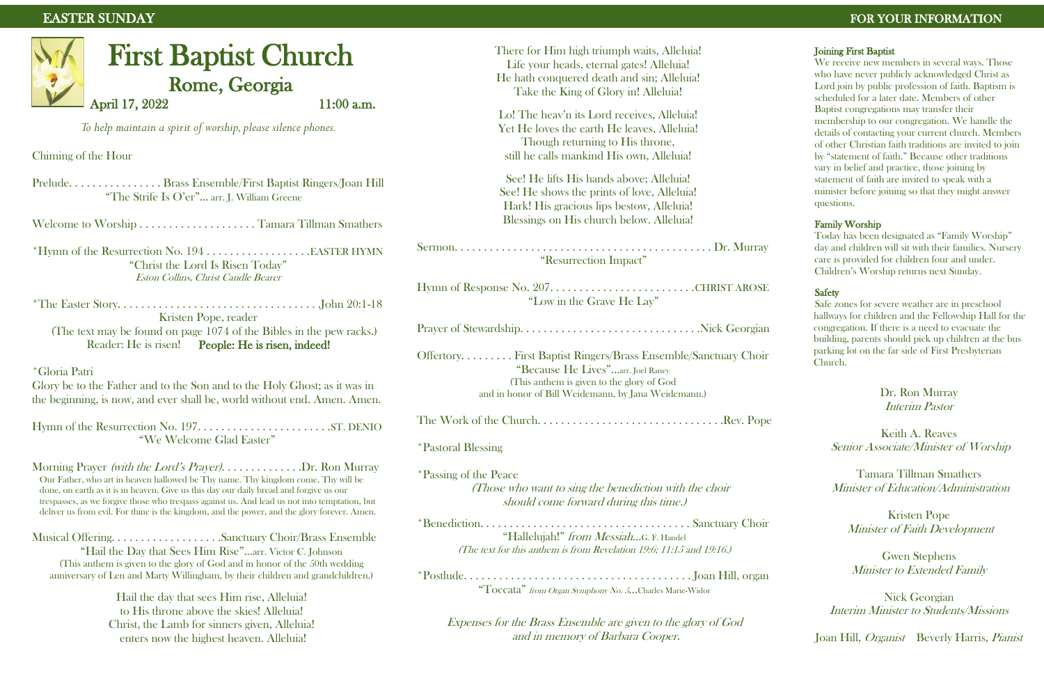EASTER SUNDAY

# First Baptist Church

## Rome, Georgia

April 17, 2022 11:00 a.m.

*To help maintain a spirit of worship, please silence phones.*

Chiming of the Hour

Prelude. . . . . . . . . . . . . . . . Brass Ensemble/First Baptist Ringers/Joan Hill
"The Strife Is O'er"... arr. J. William Greene

Welcome to Worship . . . . . . . . . . . . . . . . . . . Tamara Tillman Smathers

*Hymn of the Resurrection No. 194 . . . . . . . . . . . . . . . . . .EASTER HYMN
"Christ the Lord Is Risen Today"
*Eston Collins, Christ Candle Bearer*

*The Easter Story. . . . . . . . . . . . . . . . . . . . . . . . . . . . . . . . . . John 20:1-18
Kristen Pope, reader
(The text may be found on page 1074 of the Bibles in the pew racks.)
Reader: He is risen! **People: He is risen, indeed!**

*Gloria Patri
Glory be to the Father and to the Son and to the Holy Ghost; as it was in the beginning, is now, and ever shall be, world without end. Amen. Amen.

Hymn of the Resurrection No. 197. . . . . . . . . . . . . . . . . . . . . . .ST. DENIO
"We Welcome Glad Easter"

Morning Prayer *(with the Lord's Prayer)*. . . . . . . . . . . . . .Dr. Ron Murray
Our Father, who art in heaven hallowed be Thy name. Thy kingdom come, Thy will be done, on earth as it is in heaven. Give us this day our daily bread and forgive us our trespasses, as we forgive those who trespass against us. And lead us not into temptation, but deliver us from evil. For thine is the kingdom, and the power, and the glory forever. Amen.

Musical Offering. . . . . . . . . . . . . . . . . .Sanctuary Choir/Brass Ensemble
"Hail the Day that Sees Him Rise"...arr. Victor C. Johnson
(This anthem is given to the glory of God and in honor of the 50th wedding anniversary of Len and Marty Willingham, by their children and grandchildren.)

Hail the day that sees Him rise, Alleluia!
to His throne above the skies! Alleluia!
Christ, the Lamb for sinners given, Alleluia!
enters now the highest heaven. Alleluia!

There for Him high triumph waits, Alleluia!
Life your heads, eternal gates! Alleluia!
He hath conquered death and sin; Alleluia!
Take the King of Glory in! Alleluia!

Lo! The heav'n its Lord receives, Alleluia!
Yet He loves the earth He leaves, Alleluia!
Though returning to His throne,
still he calls mankind His own, Alleluia!

See! He lifts His hands above; Alleluia!
See! He shows the prints of love, Alleluia!
Hark! His gracious lips bestow, Alleluia!
Blessings on His church below. Alleluia!

Sermon. . . . . . . . . . . . . . . . . . . . . . . . . . . . . . . . . . . . . . . . . . . Dr. Murray
"Resurrection Impact"

Hymn of Response No. 207. . . . . . . . . . . . . . . . . . . . . . . . .CHRIST AROSE
"Low in the Grave He Lay"

Prayer of Stewardship. . . . . . . . . . . . . . . . . . . . . . . . . . . . . .Nick Georgian

Offertory. . . . . . . . . First Baptist Ringers/Brass Ensemble/Sanctuary Choir
"Because He Lives"...arr. Joel Raney
(This anthem is given to the glory of God
and in honor of Bill Weidemann, by Jana Weidemann.)

The Work of the Church. . . . . . . . . . . . . . . . . . . . . . . . . . . . . . .Rev. Pope

*Pastoral Blessing

*Passing of the Peace
*(Those who want to sing the benediction with the choir should come forward during this time.)*

*Benediction. . . . . . . . . . . . . . . . . . . . . . . . . . . . . . . . . . . . Sanctuary Choir
"Hallelujah!" *from Messiah*...G. F. Handel
*(The text for this anthem is from Revelation 19:6; 11:15 and 19:16.)*

*Postlude. . . . . . . . . . . . . . . . . . . . . . . . . . . . . . . . . . . . . . . Joan Hill, organ
"Toccata" *from Organ Symphony No. 5*...Charles Marie-Widor

*Expenses for the Brass Ensemble are given to the glory of God and in memory of Barbara Cooper.*

FOR YOUR INFORMATION

### Joining First Baptist

We receive new members in several ways. Those who have never publicly acknowledged Christ as Lord join by public profession of faith. Baptism is scheduled for a later date. Members of other Baptist congregations may transfer their membership to our congregation. We handle the details of contacting your current church. Members of other Christian faith traditions are invited to join by "statement of faith." Because other traditions vary in belief and practice, those joining by statement of faith are invited to speak with a minister before joining so that they might answer questions.

### Family Worship

Today has been designated as "Family Worship" day and children will sit with their families. Nursery care is provided for children four and under. Children's Worship returns next Sunday.

### Safety

Safe zones for severe weather are in preschool hallways for children and the Fellowship Hall for the congregation. If there is a need to evacuate the building, parents should pick up children at the bus parking lot on the far side of First Presbyterian Church.

Dr. Ron Murray
*Interim Pastor*

Keith A. Reaves
*Senior Associate/Minister of Worship*

Tamara Tillman Smathers
*Minister of Education/Administration*

Kristen Pope
*Minister of Faith Development*

Gwen Stephens
*Minister to Extended Family*

Nick Georgian
*Interim Minister to Students/Missions*

Joan Hill, *Organist* Beverly Harris, *Pianist*